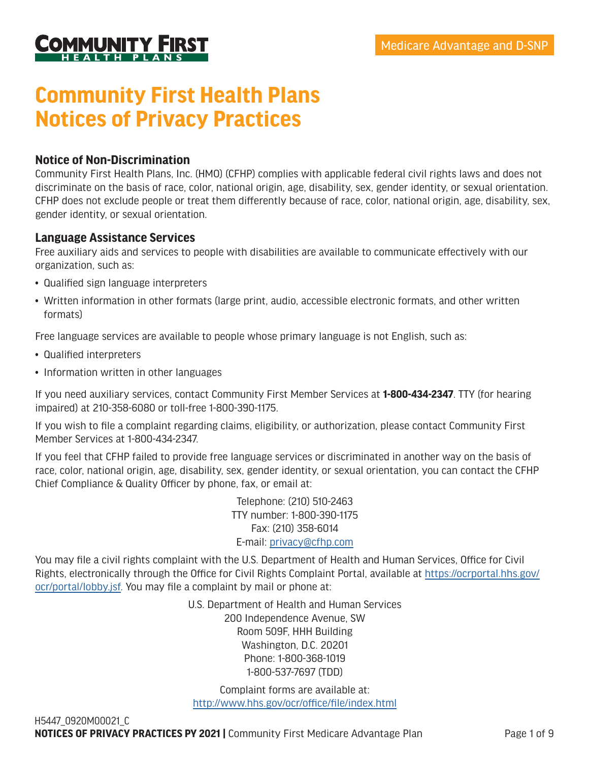# Community First Health Plans Notices of Privacy Practices

Medicare Advantage and D-SNP

## Notice of Non-Discrimination

Community First Health Plans, Inc. (HMO) (CFHP) complies with applicable federal civil rights laws and does not discriminate on the basis of race, color, national origin, age, disability, sex, gender identity, or sexual orientation. CFHP does not exclude people or treat them differently because of race, color, national origin, age, disability, sex, gender identity, or sexual orientation.

## Language Assistance Services

Free auxiliary aids and services to people with disabilities are available to communicate effectively with our organization, such as:

- Qualified sign language interpreters
- Written information in other formats (large print, audio, accessible electronic formats, and other written formats)

Free language services are available to people whose primary language is not English, such as:

- Qualified interpreters
- Information written in other languages

If you need auxiliary services, contact Community First Member Services at **1-800-434-2347**. TTY (for hearing impaired) at 210-358-6080 or toll-free 1-800-390-1175.

If you wish to file a complaint regarding claims, eligibility, or authorization, please contact Community First Member Services at 1-800-434-2347.

If you feel that CFHP failed to provide free language services or discriminated in another way on the basis of race, color, national origin, age, disability, sex, gender identity, or sexual orientation, you can contact the CFHP Chief Compliance & Quality Officer by phone, fax, or email at:

Telephone: (210) 510-2463
TTY number: 1-800-390-1175
Fax: (210) 358-6014
E-mail: privacy@cfhp.com

You may file a civil rights complaint with the U.S. Department of Health and Human Services, Office for Civil Rights, electronically through the Office for Civil Rights Complaint Portal, available at https://ocrportal.hhs.gov/ocr/portal/lobby.jsf. You may file a complaint by mail or phone at:

U.S. Department of Health and Human Services
200 Independence Avenue, SW
Room 509F, HHH Building
Washington, D.C. 20201
Phone: 1-800-368-1019
1-800-537-7697 (TDD)

Complaint forms are available at:
http://www.hhs.gov/ocr/office/file/index.html

H5447_0920M00021_C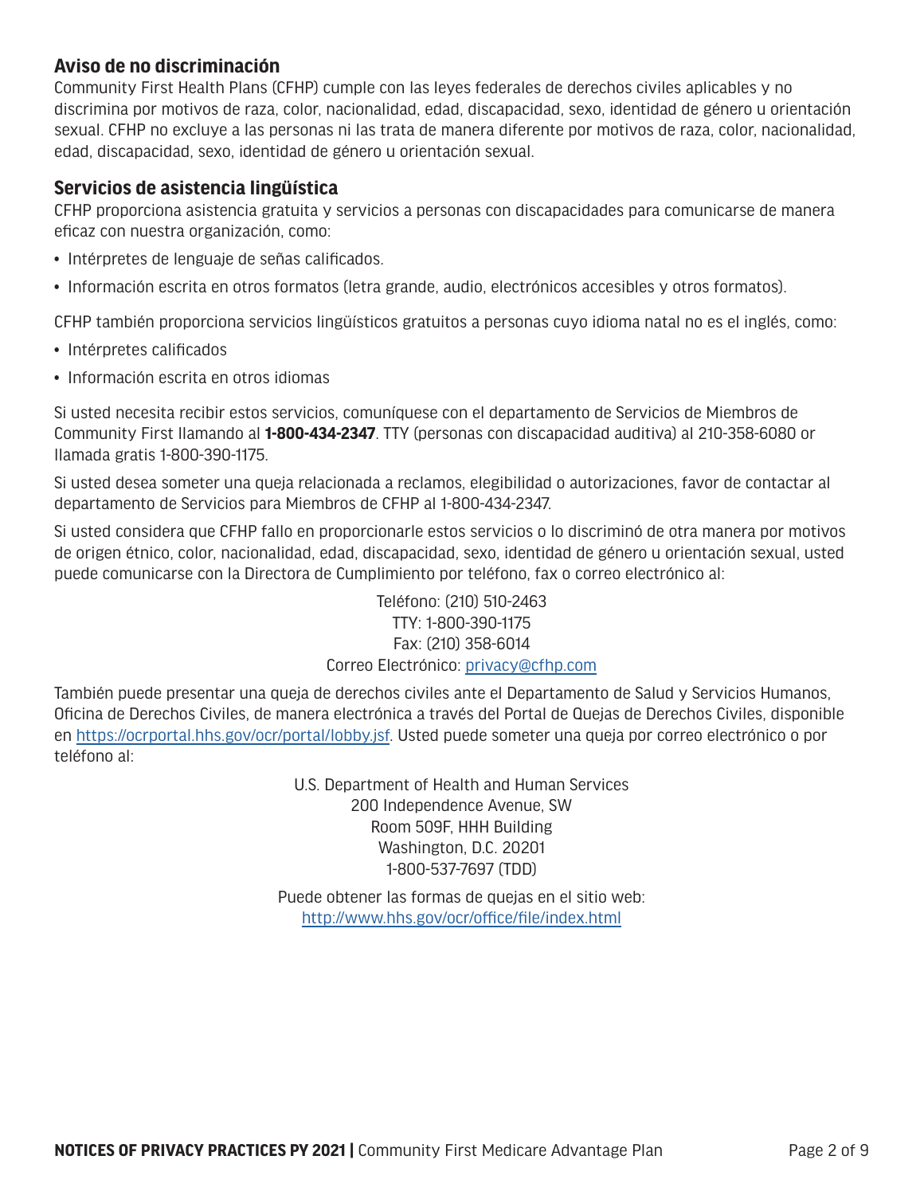## Aviso de no discriminación

Community First Health Plans (CFHP) cumple con las leyes federales de derechos civiles aplicables y no discrimina por motivos de raza, color, nacionalidad, edad, discapacidad, sexo, identidad de género u orientación sexual. CFHP no excluye a las personas ni las trata de manera diferente por motivos de raza, color, nacionalidad, edad, discapacidad, sexo, identidad de género u orientación sexual.

## Servicios de asistencia lingüística

CFHP proporciona asistencia gratuita y servicios a personas con discapacidades para comunicarse de manera eficaz con nuestra organización, como:

- Intérpretes de lenguaje de señas calificados.
- Información escrita en otros formatos (letra grande, audio, electrónicos accesibles y otros formatos).

CFHP también proporciona servicios lingüísticos gratuitos a personas cuyo idioma natal no es el inglés, como:

- Intérpretes calificados
- Información escrita en otros idiomas

Si usted necesita recibir estos servicios, comuníquese con el departamento de Servicios de Miembros de Community First llamando al **1-800-434-2347**. TTY (personas con discapacidad auditiva) al 210-358-6080 or llamada gratis 1-800-390-1175.

Si usted desea someter una queja relacionada a reclamos, elegibilidad o autorizaciones, favor de contactar al departamento de Servicios para Miembros de CFHP al 1-800-434-2347.

Si usted considera que CFHP fallo en proporcionarle estos servicios o lo discriminó de otra manera por motivos de origen étnico, color, nacionalidad, edad, discapacidad, sexo, identidad de género u orientación sexual, usted puede comunicarse con la Directora de Cumplimiento por teléfono, fax o correo electrónico al:

Teléfono: (210) 510-2463
TTY: 1-800-390-1175
Fax: (210) 358-6014
Correo Electrónico: privacy@cfhp.com

También puede presentar una queja de derechos civiles ante el Departamento de Salud y Servicios Humanos, Oficina de Derechos Civiles, de manera electrónica a través del Portal de Quejas de Derechos Civiles, disponible en https://ocrportal.hhs.gov/ocr/portal/lobby.jsf. Usted puede someter una queja por correo electrónico o por teléfono al:

U.S. Department of Health and Human Services
200 Independence Avenue, SW
Room 509F, HHH Building
Washington, D.C. 20201
1-800-537-7697 (TDD)

Puede obtener las formas de quejas en el sitio web:
http://www.hhs.gov/ocr/office/file/index.html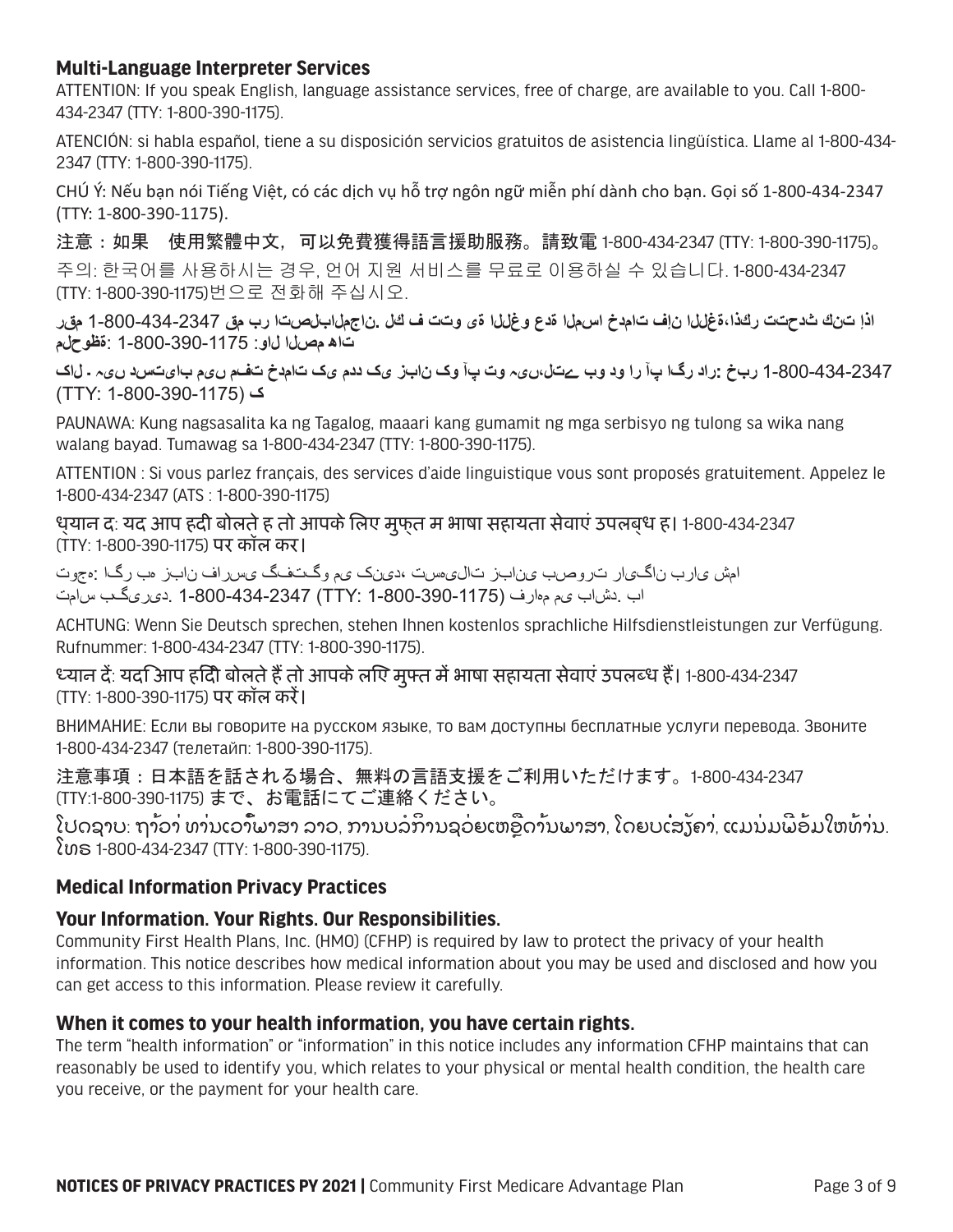## Multi-Language Interpreter Services

ATTENTION: If you speak English, language assistance services, free of charge, are available to you. Call 1-800-434-2347 (TTY: 1-800-390-1175).

ATENCIÓN: si habla español, tiene a su disposición servicios gratuitos de asistencia lingüística. Llame al 1-800-434-2347 (TTY: 1-800-390-1175).

CHÚ Ý: Nếu bạn nói Tiếng Việt, có các dịch vụ hỗ trợ ngôn ngữ miễn phí dành cho bạn. Gọi số 1-800-434-2347 (TTY: 1-800-390-1175).

注意：如果　使用繁體中文，可以免費獲得語言援助服務。請致電 1-800-434-2347 (TTY: 1-800-390-1175)。

주의: 한국어를 사용하시는 경우, 언어 지원 서비스를 무료로 이용하실 수 있습니다. 1-800-434-2347 (TTY: 1-800-390-1175)번으로 전화해 주십시오.

اذا كنت تتحدث ذكر اللغة، فإن خدمات المساعدة اللغوية تتوفر لك بالمجان. اتصل برقم 1-800-434-2347 رقم هاتف الصم والبكم: 1-800-390-1175.

خبردار: اگر آپ اردو بولتے ہیں، تو آپ کو زبان کی مدد کی خدمات مفت میں دستیاب ہیں ۔ کال کریں 1-800-434-2347 (TTY: 1-800-390-1175).

PAUNAWA: Kung nagsasalita ka ng Tagalog, maaari kang gumamit ng mga serbisyo ng tulong sa wika nang walang bayad. Tumawag sa 1-800-434-2347 (TTY: 1-800-390-1175).

ATTENTION : Si vous parlez français, des services d'aide linguistique vous sont proposés gratuitement. Appelez le 1-800-434-2347 (ATS : 1-800-390-1175)

ध्यान द: यद आप हदी बोलते ह तो आपके लिए मुफ्त म भाषा सहायता सेवाएं उपलब्ध ह। 1-800-434-2347 (TTY: 1-800-390-1175) पर कॉल कर।

توجه: اگر به زبان فارسی گفتگو می کنید، تسهیلات زبانی بصورت رایگان برای شما فراهم می باشد. با 1-800-434-2347 (TTY: 1-800-390-1175) تماس بگیرید.

ACHTUNG: Wenn Sie Deutsch sprechen, stehen Ihnen kostenlos sprachliche Hilfsdienstleistungen zur Verfügung. Rufnummer: 1-800-434-2347 (TTY: 1-800-390-1175).

ध्यान दें: यदि आप हिंदी बोलते हैं तो आपके लिए मुफ्त में भाषा सहायता सेवाएं उपलब्ध हैं। 1-800-434-2347 (TTY: 1-800-390-1175) पर कॉल करें।

ВНИМАНИЕ: Если вы говорите на русском языке, то вам доступны бесплатные услуги перевода. Звоните 1-800-434-2347 (телетайп: 1-800-390-1175).

注意事項：日本語を話される場合、無料の言語支援をご利用いただけます。1-800-434-2347 (TTY:1-800-390-1175) まで、お電話にてご連絡ください。

ໂປດຊາບ: ຖ້າວ່າ ທ່ານເວົ້າພາສາ ລາວ, ການບໍລິການຊ່ວຍເຫຼືອດ້ານພາສາ, ໂດຍບໍ່ເສັຽຄ່າ, ແມ່ນມີພ້ອມໃຫ້ທ່ານ. ໂທຣ 1-800-434-2347 (TTY: 1-800-390-1175).

## Medical Information Privacy Practices

### Your Information. Your Rights. Our Responsibilities.

Community First Health Plans, Inc. (HMO) (CFHP) is required by law to protect the privacy of your health information. This notice describes how medical information about you may be used and disclosed and how you can get access to this information. Please review it carefully.

### When it comes to your health information, you have certain rights.

The term "health information" or "information" in this notice includes any information CFHP maintains that can reasonably be used to identify you, which relates to your physical or mental health condition, the health care you receive, or the payment for your health care.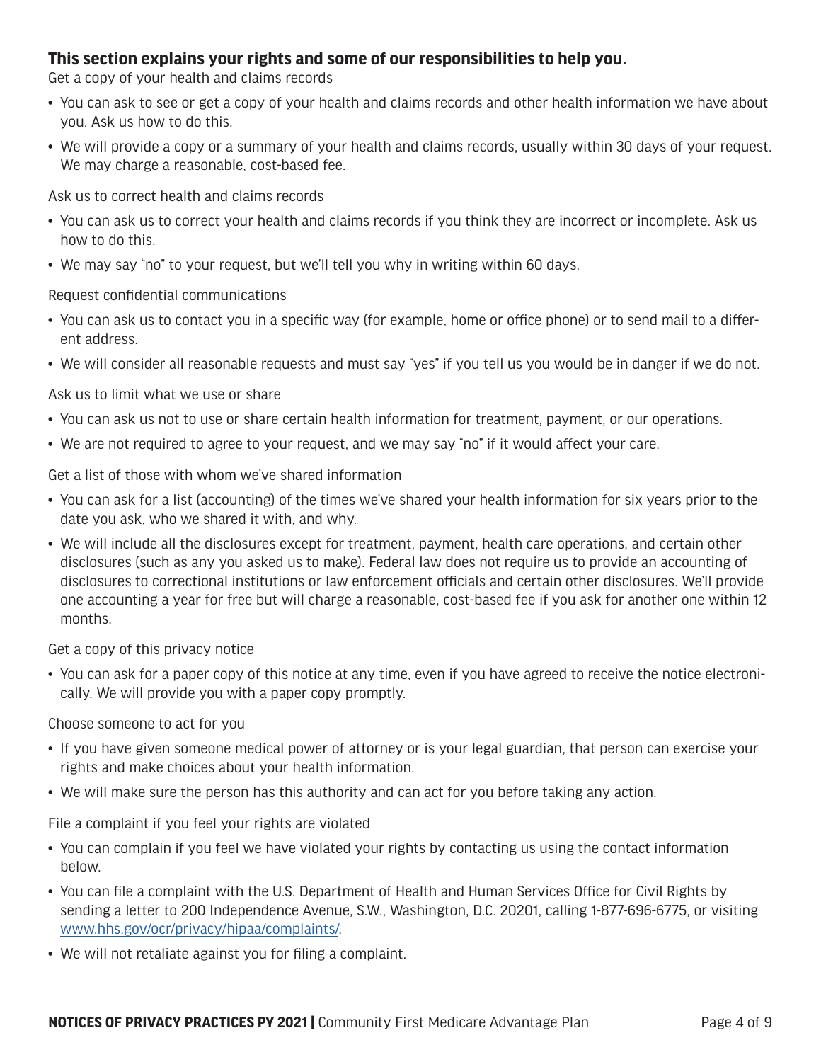## This section explains your rights and some of our responsibilities to help you.

Get a copy of your health and claims records

- You can ask to see or get a copy of your health and claims records and other health information we have about you. Ask us how to do this.
- We will provide a copy or a summary of your health and claims records, usually within 30 days of your request. We may charge a reasonable, cost-based fee.

Ask us to correct health and claims records

- You can ask us to correct your health and claims records if you think they are incorrect or incomplete. Ask us how to do this.
- We may say "no" to your request, but we'll tell you why in writing within 60 days.

Request confidential communications

- You can ask us to contact you in a specific way (for example, home or office phone) or to send mail to a different address.
- We will consider all reasonable requests and must say "yes" if you tell us you would be in danger if we do not.

Ask us to limit what we use or share

- You can ask us not to use or share certain health information for treatment, payment, or our operations.
- We are not required to agree to your request, and we may say "no" if it would affect your care.

Get a list of those with whom we've shared information

- You can ask for a list (accounting) of the times we've shared your health information for six years prior to the date you ask, who we shared it with, and why.
- We will include all the disclosures except for treatment, payment, health care operations, and certain other disclosures (such as any you asked us to make). Federal law does not require us to provide an accounting of disclosures to correctional institutions or law enforcement officials and certain other disclosures. We'll provide one accounting a year for free but will charge a reasonable, cost-based fee if you ask for another one within 12 months.

Get a copy of this privacy notice

- You can ask for a paper copy of this notice at any time, even if you have agreed to receive the notice electronically. We will provide you with a paper copy promptly.

Choose someone to act for you

- If you have given someone medical power of attorney or is your legal guardian, that person can exercise your rights and make choices about your health information.
- We will make sure the person has this authority and can act for you before taking any action.

File a complaint if you feel your rights are violated

- You can complain if you feel we have violated your rights by contacting us using the contact information below.
- You can file a complaint with the U.S. Department of Health and Human Services Office for Civil Rights by sending a letter to 200 Independence Avenue, S.W., Washington, D.C. 20201, calling 1-877-696-6775, or visiting [www.hhs.gov/ocr/privacy/hipaa/complaints/](http://www.hhs.gov/ocr/privacy/hipaa/complaints/).
- We will not retaliate against you for filing a complaint.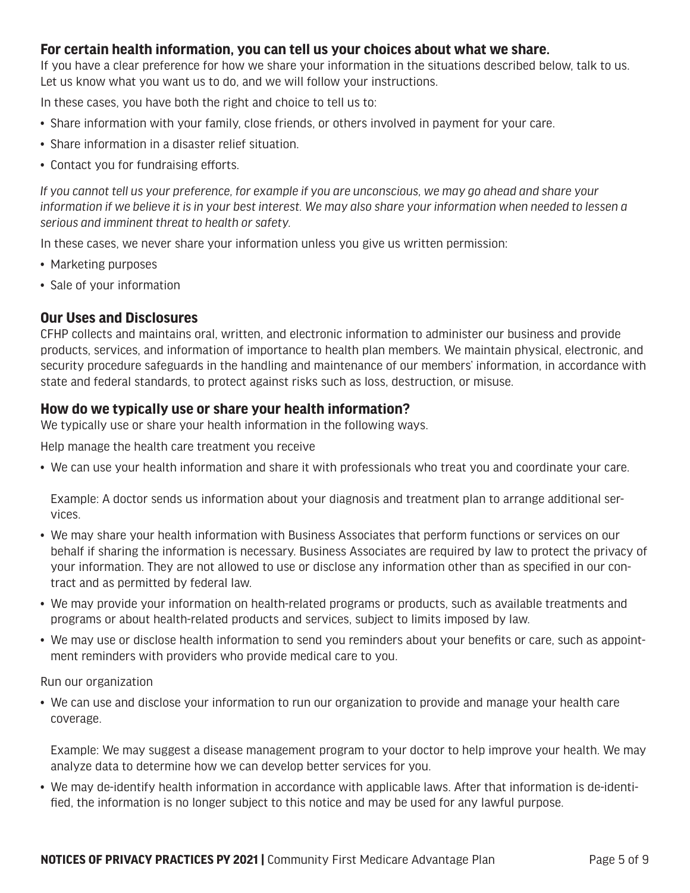### For certain health information, you can tell us your choices about what we share.

If you have a clear preference for how we share your information in the situations described below, talk to us. Let us know what you want us to do, and we will follow your instructions.

In these cases, you have both the right and choice to tell us to:

- Share information with your family, close friends, or others involved in payment for your care.
- Share information in a disaster relief situation.
- Contact you for fundraising efforts.

*If you cannot tell us your preference, for example if you are unconscious, we may go ahead and share your information if we believe it is in your best interest. We may also share your information when needed to lessen a serious and imminent threat to health or safety.*

In these cases, we never share your information unless you give us written permission:

- Marketing purposes
- Sale of your information

### Our Uses and Disclosures

CFHP collects and maintains oral, written, and electronic information to administer our business and provide products, services, and information of importance to health plan members. We maintain physical, electronic, and security procedure safeguards in the handling and maintenance of our members' information, in accordance with state and federal standards, to protect against risks such as loss, destruction, or misuse.

### How do we typically use or share your health information?

We typically use or share your health information in the following ways.

Help manage the health care treatment you receive

- We can use your health information and share it with professionals who treat you and coordinate your care.

  Example: A doctor sends us information about your diagnosis and treatment plan to arrange additional services.

- We may share your health information with Business Associates that perform functions or services on our behalf if sharing the information is necessary. Business Associates are required by law to protect the privacy of your information. They are not allowed to use or disclose any information other than as specified in our contract and as permitted by federal law.
- We may provide your information on health-related programs or products, such as available treatments and programs or about health-related products and services, subject to limits imposed by law.
- We may use or disclose health information to send you reminders about your benefits or care, such as appointment reminders with providers who provide medical care to you.

Run our organization

- We can use and disclose your information to run our organization to provide and manage your health care coverage.

  Example: We may suggest a disease management program to your doctor to help improve your health. We may analyze data to determine how we can develop better services for you.

- We may de-identify health information in accordance with applicable laws. After that information is de-identified, the information is no longer subject to this notice and may be used for any lawful purpose.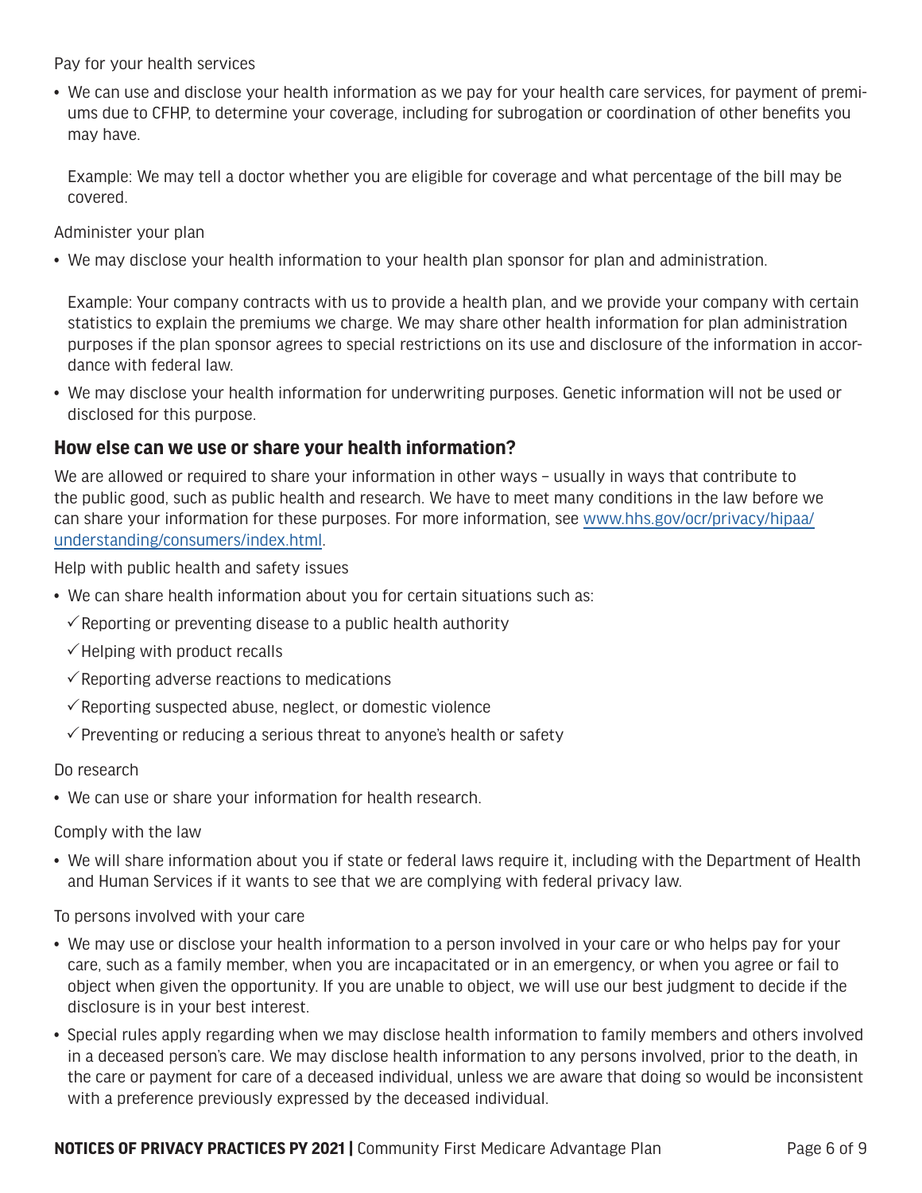Pay for your health services

- We can use and disclose your health information as we pay for your health care services, for payment of premiums due to CFHP, to determine your coverage, including for subrogation or coordination of other benefits you may have.

  Example: We may tell a doctor whether you are eligible for coverage and what percentage of the bill may be covered.

Administer your plan

- We may disclose your health information to your health plan sponsor for plan and administration.

  Example: Your company contracts with us to provide a health plan, and we provide your company with certain statistics to explain the premiums we charge. We may share other health information for plan administration purposes if the plan sponsor agrees to special restrictions on its use and disclosure of the information in accordance with federal law.

- We may disclose your health information for underwriting purposes. Genetic information will not be used or disclosed for this purpose.

## How else can we use or share your health information?

We are allowed or required to share your information in other ways – usually in ways that contribute to the public good, such as public health and research. We have to meet many conditions in the law before we can share your information for these purposes. For more information, see [www.hhs.gov/ocr/privacy/hipaa/understanding/consumers/index.html](www.hhs.gov/ocr/privacy/hipaa/understanding/consumers/index.html).

Help with public health and safety issues

- We can share health information about you for certain situations such as:
  - ✓ Reporting or preventing disease to a public health authority
  - ✓ Helping with product recalls
  - ✓ Reporting adverse reactions to medications
  - ✓ Reporting suspected abuse, neglect, or domestic violence
  - ✓ Preventing or reducing a serious threat to anyone's health or safety

Do research

- We can use or share your information for health research.

Comply with the law

- We will share information about you if state or federal laws require it, including with the Department of Health and Human Services if it wants to see that we are complying with federal privacy law.

To persons involved with your care

- We may use or disclose your health information to a person involved in your care or who helps pay for your care, such as a family member, when you are incapacitated or in an emergency, or when you agree or fail to object when given the opportunity. If you are unable to object, we will use our best judgment to decide if the disclosure is in your best interest.
- Special rules apply regarding when we may disclose health information to family members and others involved in a deceased person's care. We may disclose health information to any persons involved, prior to the death, in the care or payment for care of a deceased individual, unless we are aware that doing so would be inconsistent with a preference previously expressed by the deceased individual.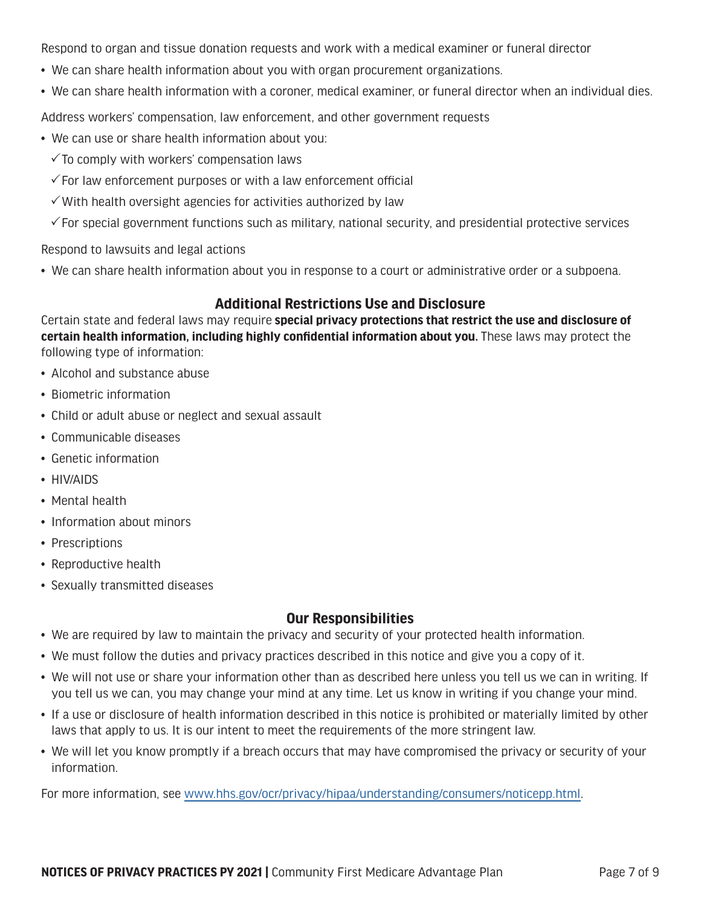Respond to organ and tissue donation requests and work with a medical examiner or funeral director

- We can share health information about you with organ procurement organizations.
- We can share health information with a coroner, medical examiner, or funeral director when an individual dies.

Address workers' compensation, law enforcement, and other government requests

- We can use or share health information about you:
  - ✓ To comply with workers' compensation laws
  - ✓ For law enforcement purposes or with a law enforcement official
  - ✓ With health oversight agencies for activities authorized by law
  - ✓ For special government functions such as military, national security, and presidential protective services

Respond to lawsuits and legal actions

- We can share health information about you in response to a court or administrative order or a subpoena.

## Additional Restrictions Use and Disclosure

Certain state and federal laws may require **special privacy protections that restrict the use and disclosure of certain health information, including highly confidential information about you.** These laws may protect the following type of information:

- Alcohol and substance abuse
- Biometric information
- Child or adult abuse or neglect and sexual assault
- Communicable diseases
- Genetic information
- HIV/AIDS
- Mental health
- Information about minors
- Prescriptions
- Reproductive health
- Sexually transmitted diseases

## Our Responsibilities

- We are required by law to maintain the privacy and security of your protected health information.
- We must follow the duties and privacy practices described in this notice and give you a copy of it.
- We will not use or share your information other than as described here unless you tell us we can in writing. If you tell us we can, you may change your mind at any time. Let us know in writing if you change your mind.
- If a use or disclosure of health information described in this notice is prohibited or materially limited by other laws that apply to us. It is our intent to meet the requirements of the more stringent law.
- We will let you know promptly if a breach occurs that may have compromised the privacy or security of your information.

For more information, see www.hhs.gov/ocr/privacy/hipaa/understanding/consumers/noticepp.html.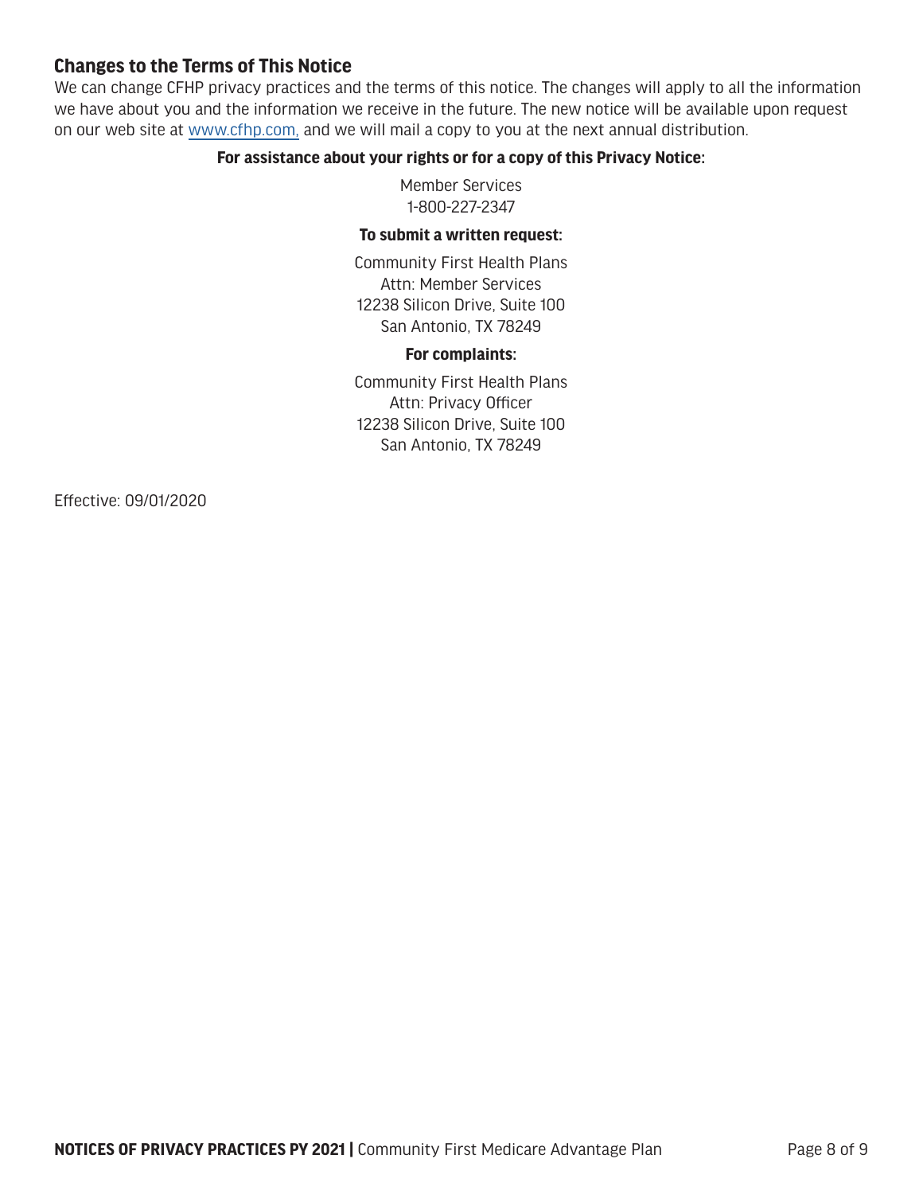## Changes to the Terms of This Notice

We can change CFHP privacy practices and the terms of this notice. The changes will apply to all the information we have about you and the information we receive in the future. The new notice will be available upon request on our web site at www.cfhp.com, and we will mail a copy to you at the next annual distribution.

**For assistance about your rights or for a copy of this Privacy Notice:**

Member Services
1-800-227-2347

**To submit a written request:**

Community First Health Plans
Attn: Member Services
12238 Silicon Drive, Suite 100
San Antonio, TX 78249

**For complaints:**

Community First Health Plans
Attn: Privacy Officer
12238 Silicon Drive, Suite 100
San Antonio, TX 78249

Effective: 09/01/2020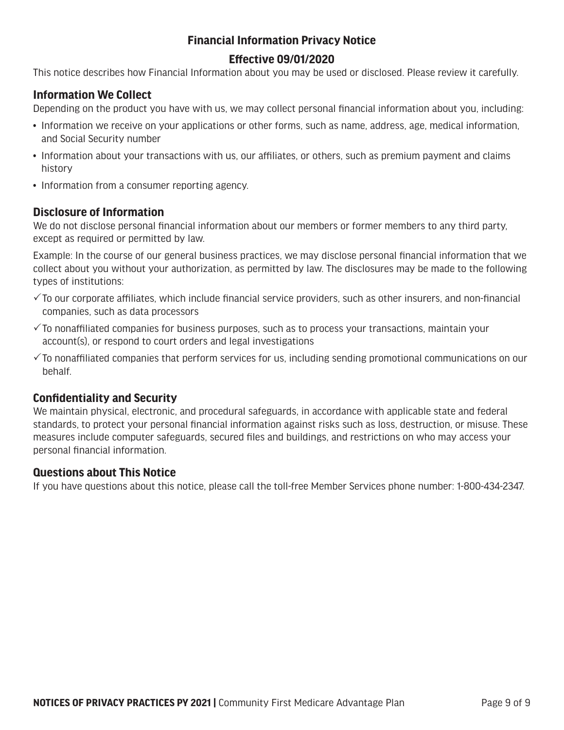## Financial Information Privacy Notice

### Effective 09/01/2020

This notice describes how Financial Information about you may be used or disclosed. Please review it carefully.

### Information We Collect

Depending on the product you have with us, we may collect personal financial information about you, including:

- Information we receive on your applications or other forms, such as name, address, age, medical information, and Social Security number
- Information about your transactions with us, our affiliates, or others, such as premium payment and claims history
- Information from a consumer reporting agency.

### Disclosure of Information

We do not disclose personal financial information about our members or former members to any third party, except as required or permitted by law.

Example: In the course of our general business practices, we may disclose personal financial information that we collect about you without your authorization, as permitted by law. The disclosures may be made to the following types of institutions:

- ✓ To our corporate affiliates, which include financial service providers, such as other insurers, and non-financial companies, such as data processors
- ✓ To nonaffiliated companies for business purposes, such as to process your transactions, maintain your account(s), or respond to court orders and legal investigations
- ✓ To nonaffiliated companies that perform services for us, including sending promotional communications on our behalf.

### Confidentiality and Security

We maintain physical, electronic, and procedural safeguards, in accordance with applicable state and federal standards, to protect your personal financial information against risks such as loss, destruction, or misuse. These measures include computer safeguards, secured files and buildings, and restrictions on who may access your personal financial information.

### Questions about This Notice

If you have questions about this notice, please call the toll-free Member Services phone number: 1-800-434-2347.